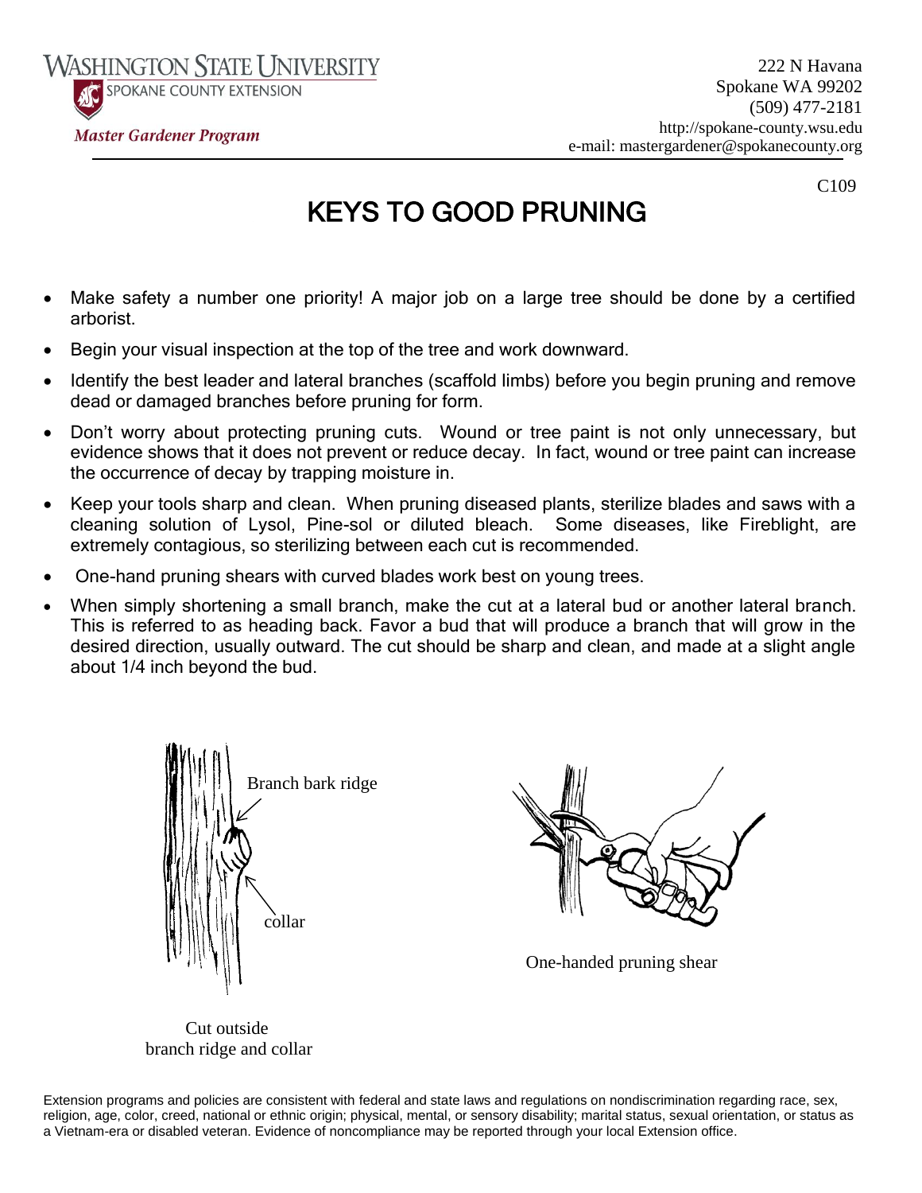Washington State University
Spokane County Extension

*Master Gardener Program*

222 N Havana
Spokane WA 99202
(509) 477-2181
http://spokane-county.wsu.edu
e-mail: mastergardener@spokanecounty.org

C109

# KEYS TO GOOD PRUNING

- Make safety a number one priority! A major job on a large tree should be done by a certified arborist.
- Begin your visual inspection at the top of the tree and work downward.
- Identify the best leader and lateral branches (scaffold limbs) before you begin pruning and remove dead or damaged branches before pruning for form.
- Don't worry about protecting pruning cuts. Wound or tree paint is not only unnecessary, but evidence shows that it does not prevent or reduce decay. In fact, wound or tree paint can increase the occurrence of decay by trapping moisture in.
- Keep your tools sharp and clean. When pruning diseased plants, sterilize blades and saws with a cleaning solution of Lysol, Pine-sol or diluted bleach. Some diseases, like Fireblight, are extremely contagious, so sterilizing between each cut is recommended.
- One-hand pruning shears with curved blades work best on young trees.
- When simply shortening a small branch, make the cut at a lateral bud or another lateral branch. This is referred to as heading back. Favor a bud that will produce a branch that will grow in the desired direction, usually outward. The cut should be sharp and clean, and made at a slight angle about 1/4 inch beyond the bud.

Branch bark ridge

collar

Cut outside branch ridge and collar

One-handed pruning shear

Extension programs and policies are consistent with federal and state laws and regulations on nondiscrimination regarding race, sex, religion, age, color, creed, national or ethnic origin; physical, mental, or sensory disability; marital status, sexual orientation, or status as a Vietnam-era or disabled veteran. Evidence of noncompliance may be reported through your local Extension office.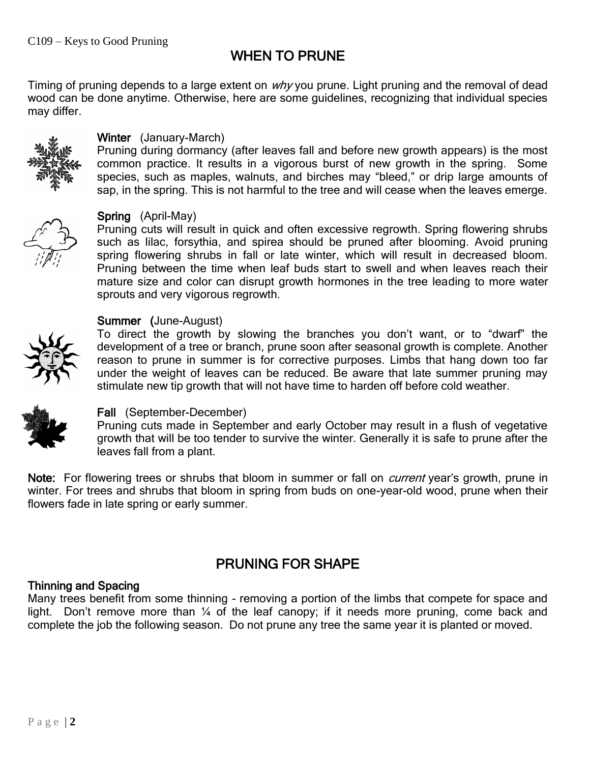## WHEN TO PRUNE

Timing of pruning depends to a large extent on *why* you prune. Light pruning and the removal of dead wood can be done anytime. Otherwise, here are some guidelines, recognizing that individual species may differ.

**Winter** (January-March)
Pruning during dormancy (after leaves fall and before new growth appears) is the most common practice. It results in a vigorous burst of new growth in the spring. Some species, such as maples, walnuts, and birches may "bleed," or drip large amounts of sap, in the spring. This is not harmful to the tree and will cease when the leaves emerge.

**Spring** (April-May)
Pruning cuts will result in quick and often excessive regrowth. Spring flowering shrubs such as lilac, forsythia, and spirea should be pruned after blooming. Avoid pruning spring flowering shrubs in fall or late winter, which will result in decreased bloom. Pruning between the time when leaf buds start to swell and when leaves reach their mature size and color can disrupt growth hormones in the tree leading to more water sprouts and very vigorous regrowth.

**Summer** (June-August)
To direct the growth by slowing the branches you don't want, or to "dwarf" the development of a tree or branch, prune soon after seasonal growth is complete. Another reason to prune in summer is for corrective purposes. Limbs that hang down too far under the weight of leaves can be reduced. Be aware that late summer pruning may stimulate new tip growth that will not have time to harden off before cold weather.

**Fall** (September-December)
Pruning cuts made in September and early October may result in a flush of vegetative growth that will be too tender to survive the winter. Generally it is safe to prune after the leaves fall from a plant.

**Note:** For flowering trees or shrubs that bloom in summer or fall on *current* year's growth, prune in winter. For trees and shrubs that bloom in spring from buds on one-year-old wood, prune when their flowers fade in late spring or early summer.

## PRUNING FOR SHAPE

### Thinning and Spacing

Many trees benefit from some thinning - removing a portion of the limbs that compete for space and light. Don't remove more than ¼ of the leaf canopy; if it needs more pruning, come back and complete the job the following season. Do not prune any tree the same year it is planted or moved.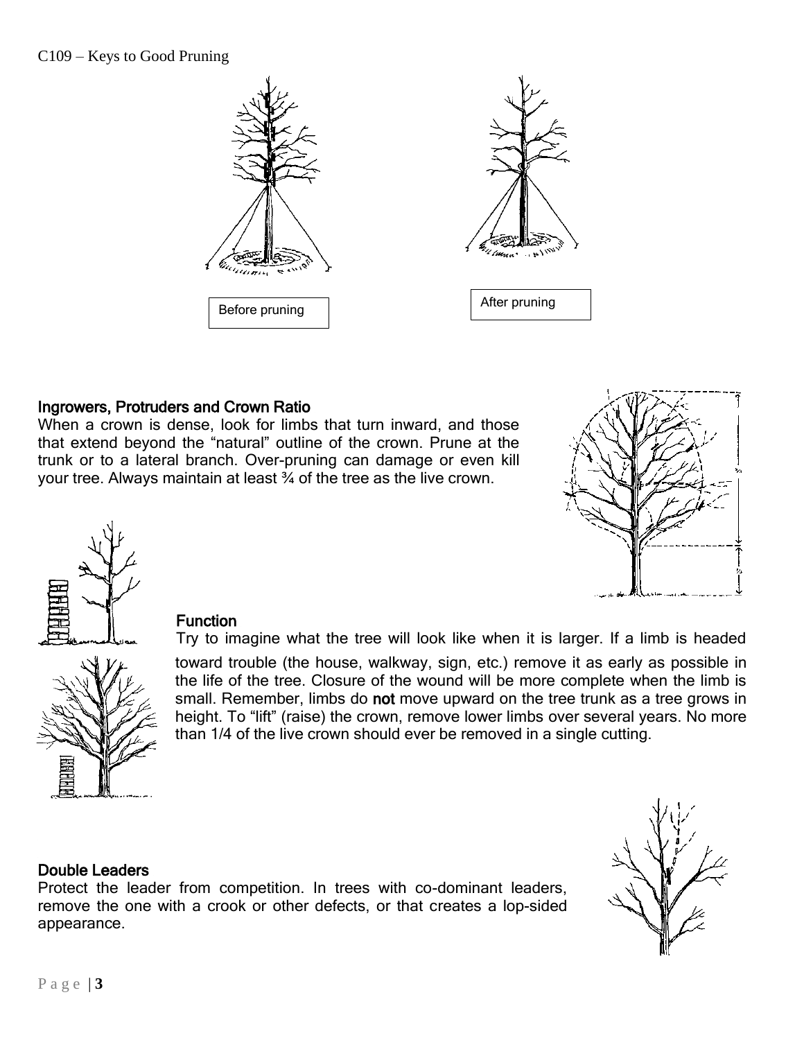Before pruning

After pruning

## Ingrowers, Protruders and Crown Ratio

When a crown is dense, look for limbs that turn inward, and those that extend beyond the “natural” outline of the crown. Prune at the trunk or to a lateral branch. Over-pruning can damage or even kill your tree. Always maintain at least ¾ of the tree as the live crown.

## Function

Try to imagine what the tree will look like when it is larger. If a limb is headed toward trouble (the house, walkway, sign, etc.) remove it as early as possible in the life of the tree. Closure of the wound will be more complete when the limb is small. Remember, limbs do **not** move upward on the tree trunk as a tree grows in height. To “lift” (raise) the crown, remove lower limbs over several years. No more than 1/4 of the live crown should ever be removed in a single cutting.

## Double Leaders

Protect the leader from competition. In trees with co-dominant leaders, remove the one with a crook or other defects, or that creates a lop-sided appearance.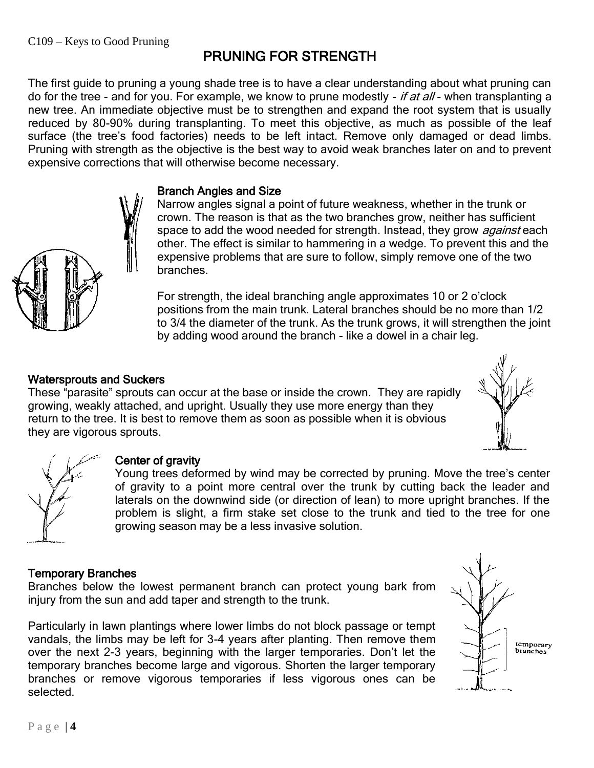# PRUNING FOR STRENGTH

The first guide to pruning a young shade tree is to have a clear understanding about what pruning can do for the tree - and for you. For example, we know to prune modestly - *if at all* - when transplanting a new tree. An immediate objective must be to strengthen and expand the root system that is usually reduced by 80-90% during transplanting. To meet this objective, as much as possible of the leaf surface (the tree's food factories) needs to be left intact. Remove only damaged or dead limbs. Pruning with strength as the objective is the best way to avoid weak branches later on and to prevent expensive corrections that will otherwise become necessary.

## Branch Angles and Size

Narrow angles signal a point of future weakness, whether in the trunk or crown. The reason is that as the two branches grow, neither has sufficient space to add the wood needed for strength. Instead, they grow *against* each other. The effect is similar to hammering in a wedge. To prevent this and the expensive problems that are sure to follow, simply remove one of the two branches.

For strength, the ideal branching angle approximates 10 or 2 o'clock positions from the main trunk. Lateral branches should be no more than 1/2 to 3/4 the diameter of the trunk. As the trunk grows, it will strengthen the joint by adding wood around the branch - like a dowel in a chair leg.

## Watersprouts and Suckers

These "parasite" sprouts can occur at the base or inside the crown. They are rapidly growing, weakly attached, and upright. Usually they use more energy than they return to the tree. It is best to remove them as soon as possible when it is obvious they are vigorous sprouts.

## Center of gravity

Young trees deformed by wind may be corrected by pruning. Move the tree's center of gravity to a point more central over the trunk by cutting back the leader and laterals on the downwind side (or direction of lean) to more upright branches. If the problem is slight, a firm stake set close to the trunk and tied to the tree for one growing season may be a less invasive solution.

## Temporary Branches

Branches below the lowest permanent branch can protect young bark from injury from the sun and add taper and strength to the trunk.

Particularly in lawn plantings where lower limbs do not block passage or tempt vandals, the limbs may be left for 3-4 years after planting. Then remove them over the next 2-3 years, beginning with the larger temporaries. Don't let the temporary branches become large and vigorous. Shorten the larger temporary branches or remove vigorous temporaries if less vigorous ones can be selected.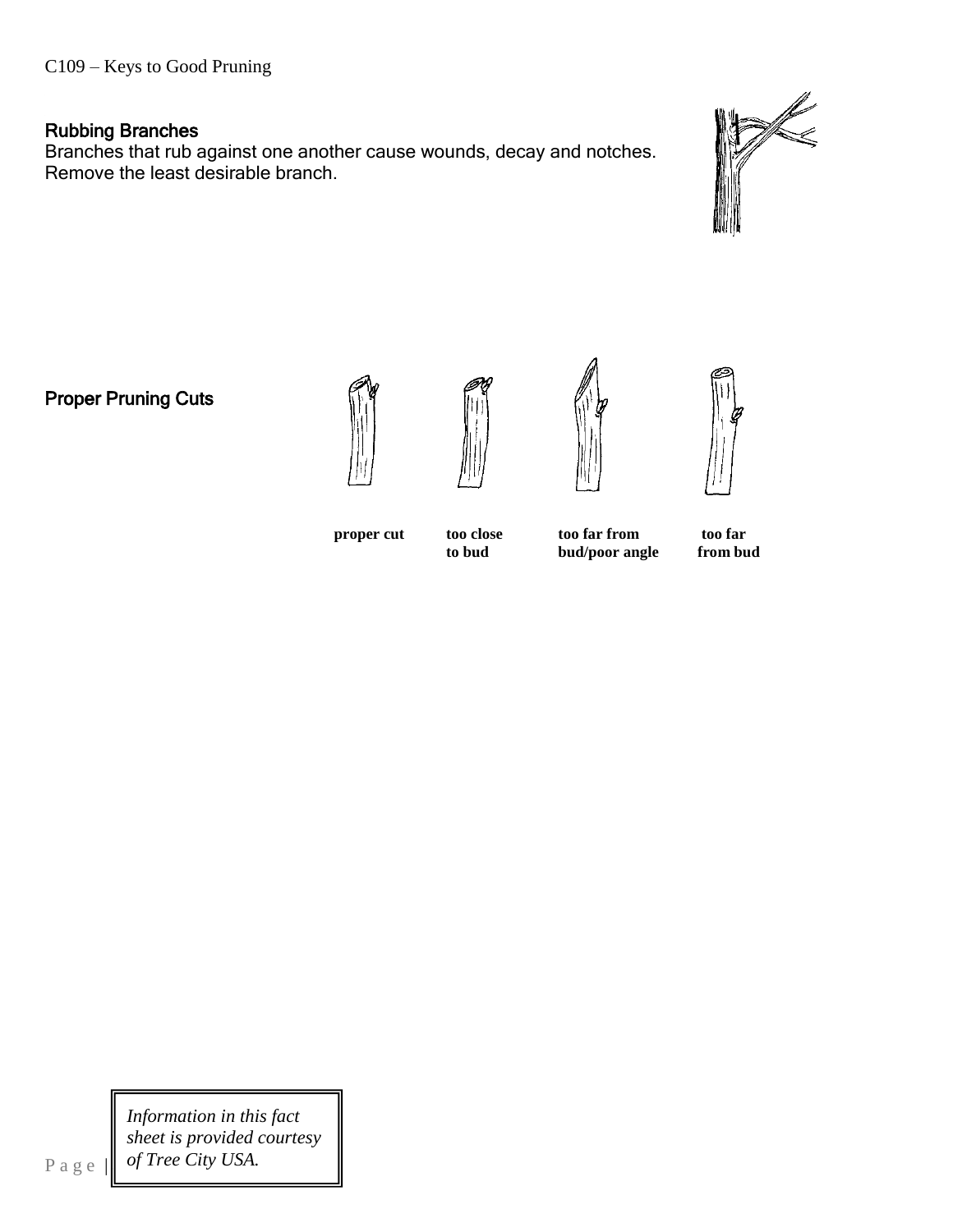## Rubbing Branches

Branches that rub against one another cause wounds, decay and notches. Remove the least desirable branch.

## Proper Pruning Cuts

**proper cut**

**too close to bud**

**too far from bud/poor angle**

**too far from bud**

*Information in this fact sheet is provided courtesy of Tree City USA.*